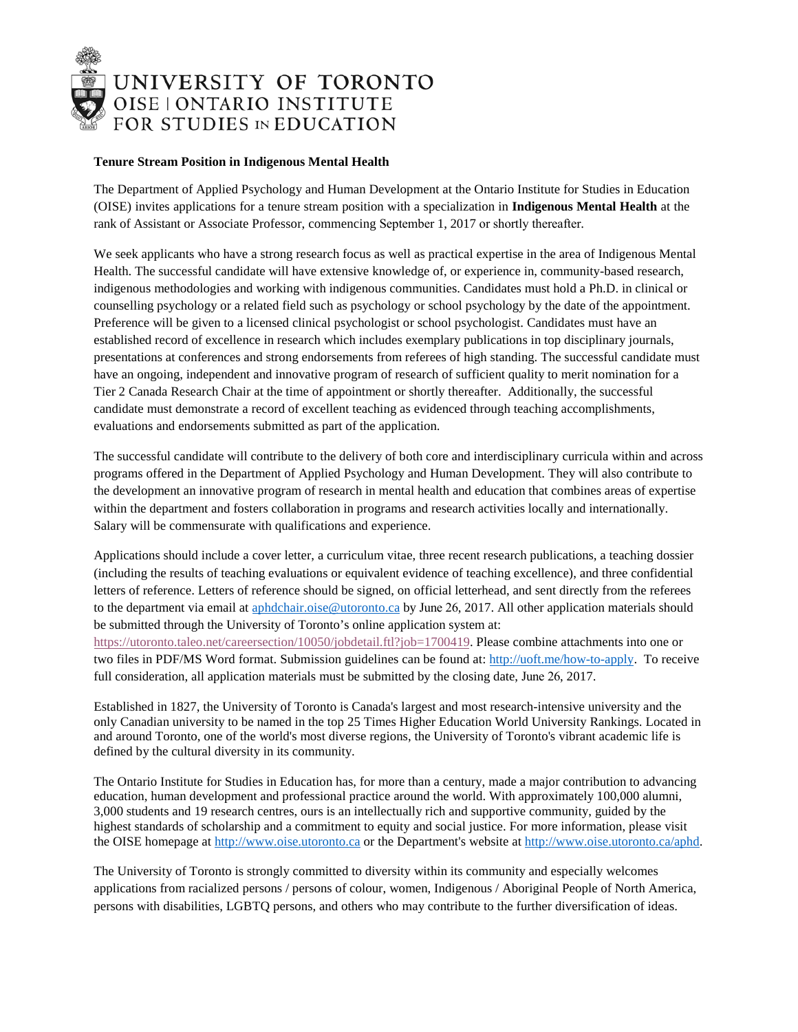UNIVERSITY OF TORONTO
OISE | ONTARIO INSTITUTE FOR STUDIES IN EDUCATION

**Tenure Stream Position in Indigenous Mental Health**

The Department of Applied Psychology and Human Development at the Ontario Institute for Studies in Education (OISE) invites applications for a tenure stream position with a specialization in **Indigenous Mental Health** at the rank of Assistant or Associate Professor, commencing September 1, 2017 or shortly thereafter.

We seek applicants who have a strong research focus as well as practical expertise in the area of Indigenous Mental Health. The successful candidate will have extensive knowledge of, or experience in, community-based research, indigenous methodologies and working with indigenous communities. Candidates must hold a Ph.D. in clinical or counselling psychology or a related field such as psychology or school psychology by the date of the appointment. Preference will be given to a licensed clinical psychologist or school psychologist. Candidates must have an established record of excellence in research which includes exemplary publications in top disciplinary journals, presentations at conferences and strong endorsements from referees of high standing. The successful candidate must have an ongoing, independent and innovative program of research of sufficient quality to merit nomination for a Tier 2 Canada Research Chair at the time of appointment or shortly thereafter. Additionally, the successful candidate must demonstrate a record of excellent teaching as evidenced through teaching accomplishments, evaluations and endorsements submitted as part of the application.

The successful candidate will contribute to the delivery of both core and interdisciplinary curricula within and across programs offered in the Department of Applied Psychology and Human Development. They will also contribute to the development an innovative program of research in mental health and education that combines areas of expertise within the department and fosters collaboration in programs and research activities locally and internationally. Salary will be commensurate with qualifications and experience.

Applications should include a cover letter, a curriculum vitae, three recent research publications, a teaching dossier (including the results of teaching evaluations or equivalent evidence of teaching excellence), and three confidential letters of reference. Letters of reference should be signed, on official letterhead, and sent directly from the referees to the department via email at aphdchair.oise@utoronto.ca by June 26, 2017. All other application materials should be submitted through the University of Toronto's online application system at: https://utoronto.taleo.net/careersection/10050/jobdetail.ftl?job=1700419. Please combine attachments into one or two files in PDF/MS Word format. Submission guidelines can be found at: http://uoft.me/how-to-apply. To receive full consideration, all application materials must be submitted by the closing date, June 26, 2017.

Established in 1827, the University of Toronto is Canada's largest and most research-intensive university and the only Canadian university to be named in the top 25 Times Higher Education World University Rankings. Located in and around Toronto, one of the world's most diverse regions, the University of Toronto's vibrant academic life is defined by the cultural diversity in its community.

The Ontario Institute for Studies in Education has, for more than a century, made a major contribution to advancing education, human development and professional practice around the world. With approximately 100,000 alumni, 3,000 students and 19 research centres, ours is an intellectually rich and supportive community, guided by the highest standards of scholarship and a commitment to equity and social justice. For more information, please visit the OISE homepage at http://www.oise.utoronto.ca or the Department's website at http://www.oise.utoronto.ca/aphd.

The University of Toronto is strongly committed to diversity within its community and especially welcomes applications from racialized persons / persons of colour, women, Indigenous / Aboriginal People of North America, persons with disabilities, LGBTQ persons, and others who may contribute to the further diversification of ideas.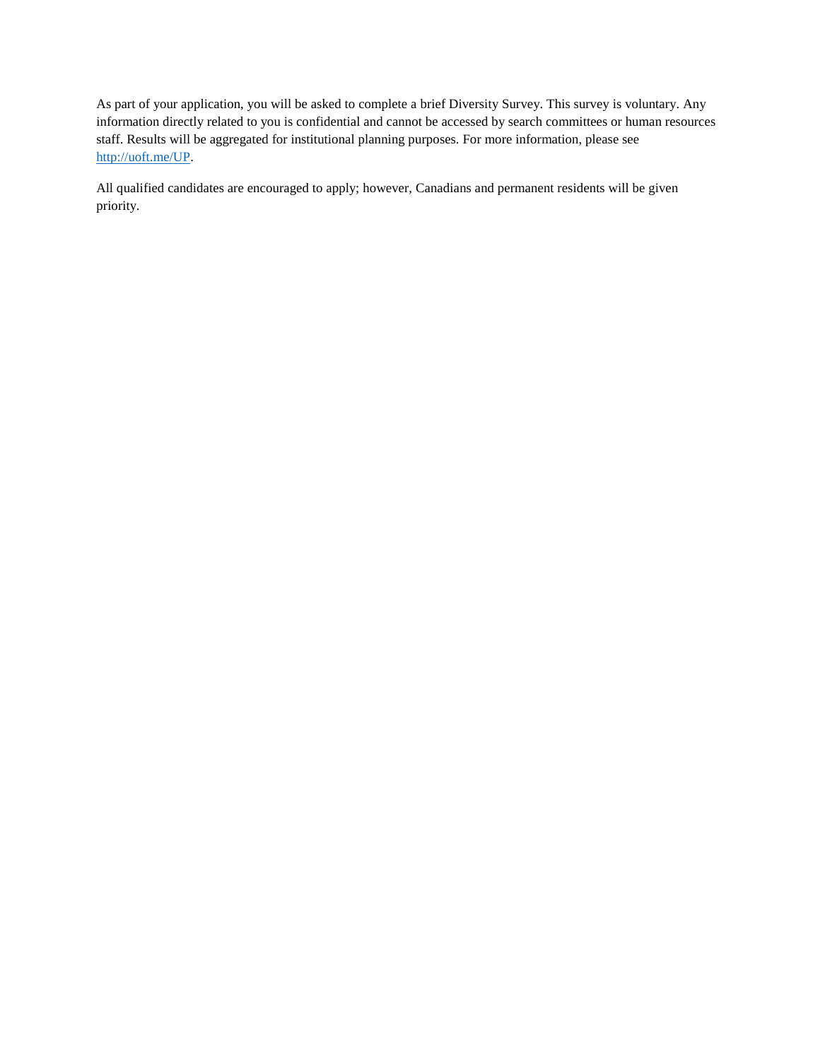As part of your application, you will be asked to complete a brief Diversity Survey. This survey is voluntary. Any information directly related to you is confidential and cannot be accessed by search committees or human resources staff. Results will be aggregated for institutional planning purposes. For more information, please see [http://uoft.me/UP](http://uoft.me/UP).

All qualified candidates are encouraged to apply; however, Canadians and permanent residents will be given priority.